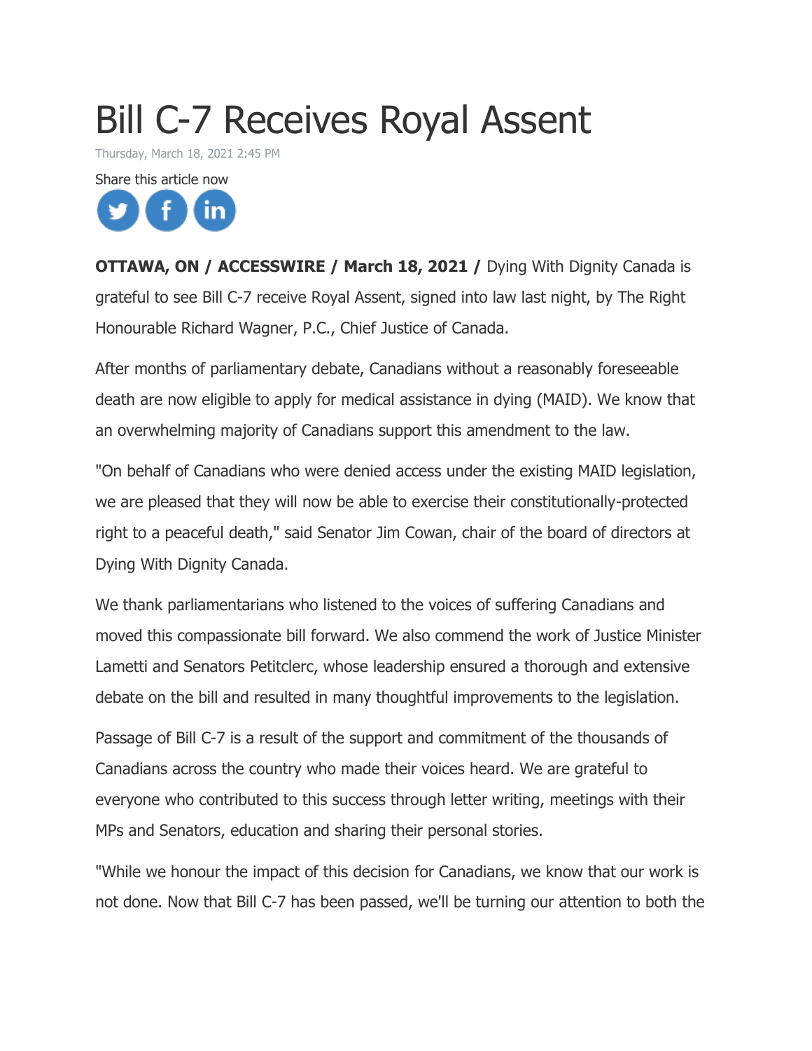# Bill C-7 Receives Royal Assent

Thursday, March 18, 2021 2:45 PM

Share this article now

**OTTAWA, ON / ACCESSWIRE / March 18, 2021 /** Dying With Dignity Canada is grateful to see Bill C-7 receive Royal Assent, signed into law last night, by The Right Honourable Richard Wagner, P.C., Chief Justice of Canada.

After months of parliamentary debate, Canadians without a reasonably foreseeable death are now eligible to apply for medical assistance in dying (MAID). We know that an overwhelming majority of Canadians support this amendment to the law.

"On behalf of Canadians who were denied access under the existing MAID legislation, we are pleased that they will now be able to exercise their constitutionally-protected right to a peaceful death," said Senator Jim Cowan, chair of the board of directors at Dying With Dignity Canada.

We thank parliamentarians who listened to the voices of suffering Canadians and moved this compassionate bill forward. We also commend the work of Justice Minister Lametti and Senators Petitclerc, whose leadership ensured a thorough and extensive debate on the bill and resulted in many thoughtful improvements to the legislation.

Passage of Bill C-7 is a result of the support and commitment of the thousands of Canadians across the country who made their voices heard. We are grateful to everyone who contributed to this success through letter writing, meetings with their MPs and Senators, education and sharing their personal stories.

"While we honour the impact of this decision for Canadians, we know that our work is not done. Now that Bill C-7 has been passed, we'll be turning our attention to both the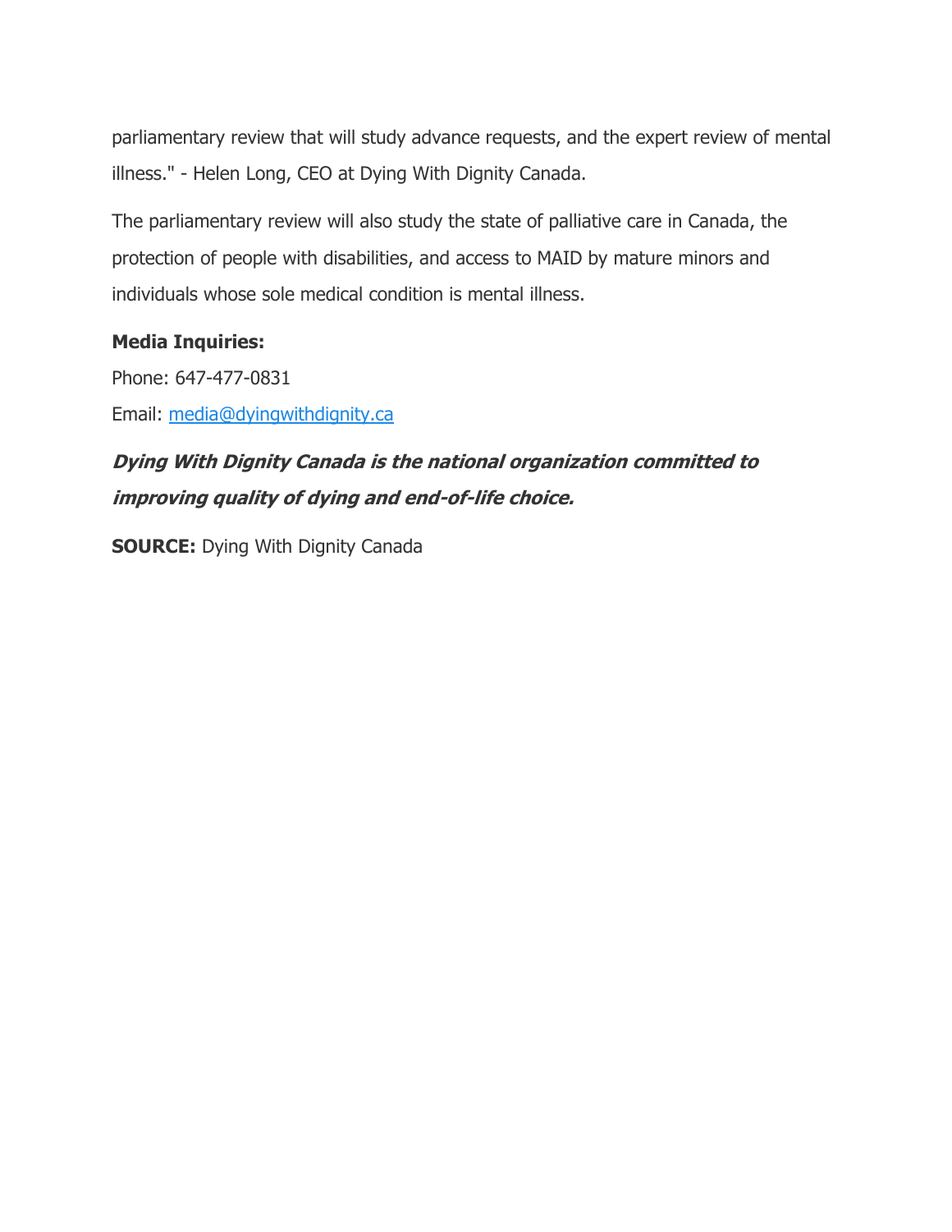parliamentary review that will study advance requests, and the expert review of mental illness." - Helen Long, CEO at Dying With Dignity Canada.

The parliamentary review will also study the state of palliative care in Canada, the protection of people with disabilities, and access to MAID by mature minors and individuals whose sole medical condition is mental illness.

**Media Inquiries:**

Phone: 647-477-0831

Email: [media@dyingwithdignity.ca](mailto:media@dyingwithdignity.ca)

***Dying With Dignity Canada is the national organization committed to improving quality of dying and end-of-life choice.***

**SOURCE:** Dying With Dignity Canada